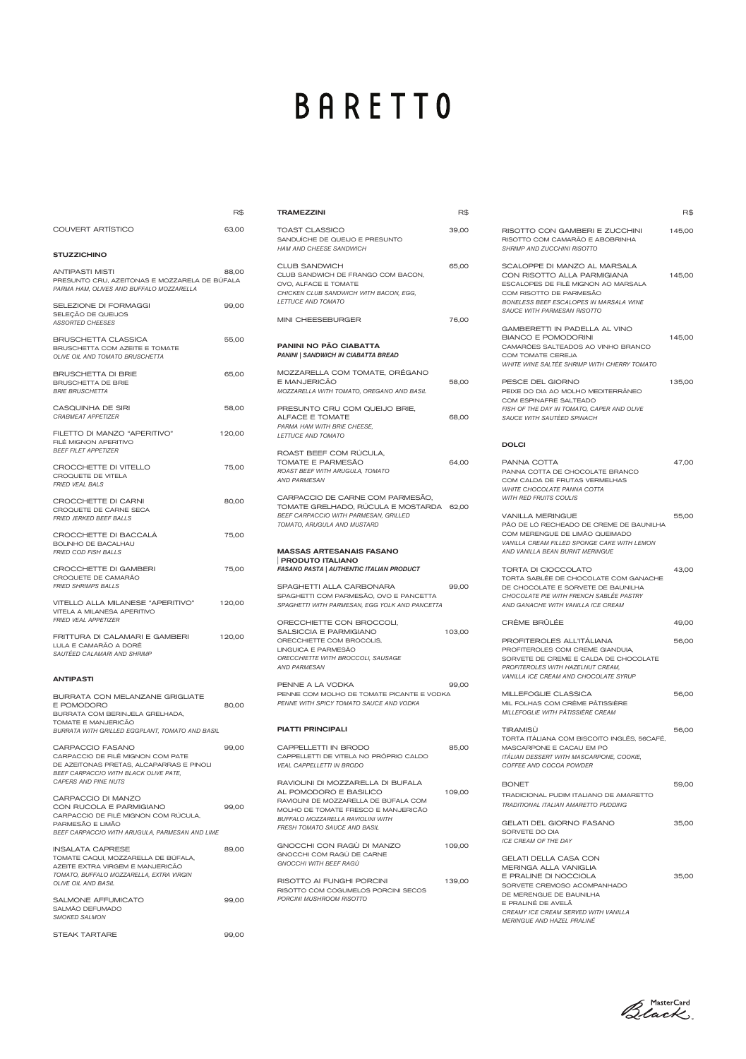# BARETTO

| | R$ |
|---|---|
| COUVERT ARTÍSTICO | 63,00 |

### STUZZICHINO

| | |
|---|---|
| ANTIPASTI MISTI<br>PRESUNTO CRU, AZEITONAS E MOZZARELA DE BÚFALA<br>*PARMA HAM, OLIVES AND BUFFALO MOZZARELLA* | 88,00 |
| SELEZIONE DI FORMAGGI<br>SELEÇÃO DE QUEIJOS<br>*ASSORTED CHEESES* | 99,00 |
| BRUSCHETTA CLASSICA<br>BRUSCHETTA COM AZEITE E TOMATE<br>*OLIVE OIL AND TOMATO BRUSCHETTA* | 55,00 |
| BRUSCHETTA DI BRIE<br>BRUSCHETTA DE BRIE<br>*BRIE BRUSCHETTA* | 65,00 |
| CASQUINHA DE SIRI<br>*CRABMEAT APPETIZER* | 58,00 |
| FILETTO DI MANZO "APERITIVO"<br>FILÉ MIGNON APERITIVO<br>*BEEF FILET APPETIZER* | 120,00 |
| CROCCHETTE DI VITELLO<br>CROQUETE DE VITELA<br>*FRIED VEAL BALS* | 75,00 |
| CROCCHETTE DI CARNI<br>CROQUETE DE CARNE SECA<br>*FRIED JERKED BEEF BALLS* | 80,00 |
| CROCCHETTE DI BACCALÀ<br>BOLINHO DE BACALHAU<br>*FRIED COD FISH BALLS* | 75,00 |
| CROCCHETTE DI GAMBERI<br>CROQUETE DE CAMARÃO<br>*FRIED SHRIMPS BALLS* | 75,00 |
| VITELLO ALLA MILANESE "APERITIVO"<br>VITELA A MILANESA APERITIVO<br>*FRIED VEAL APPETIZER* | 120,00 |
| FRITTURA DI CALAMARI E GAMBERI<br>LULA E CAMARÃO A DORÊ<br>*SAUTÉED CALAMARI AND SHRIMP* | 120,00 |

### ANTIPASTI

| | |
|---|---|
| BURRATA CON MELANZANE GRIGLIATE E POMODORO<br>BURRATA COM BERINJELA GRELHADA, TOMATE E MANJERICÃO<br>*BURRATA WITH GRILLED EGGPLANT, TOMATO AND BASIL* | 80,00 |
| CARPACCIO FASANO<br>CARPACCIO DE FILÉ MIGNON COM PATE DE AZEITONAS PRETAS, ALCAPARRAS E PINOLI<br>*BEEF CARPACCIO WITH BLACK OLIVE PATE, CAPERS AND PINE NUTS* | 99,00 |
| CARPACCIO DI MANZO CON RUCOLA E PARMIGIANO<br>CARPACCIO DE FILÉ MIGNON COM RÚCULA, PARMESÃO E LIMÃO<br>*BEEF CARPACCIO WITH ARUGULA, PARMESAN AND LIME* | 99,00 |
| INSALATA CAPRESE<br>TOMATE CAQUI, MOZZARELLA DE BÚFALA, AZEITE EXTRA VIRGEM E MANJERICÃO<br>*TOMATO, BUFFALO MOZZARELLA, EXTRA VIRGIN OLIVE OIL AND BASIL* | 89,00 |
| SALMONE AFFUMICATO<br>SALMÃO DEFUMADO<br>*SMOKED SALMON* | 99,00 |
| STEAK TARTARE | 99,00 |

### TRAMEZZINI

| | R$ |
|---|---|
| TOAST CLASSICO<br>SANDUÍCHE DE QUEIJO E PRESUNTO<br>*HAM AND CHEESE SANDWICH* | 39,00 |
| CLUB SANDWICH<br>CLUB SANDWICH DE FRANGO COM BACON, OVO, ALFACE E TOMATE<br>*CHICKEN CLUB SANDWICH WITH BACON, EGG, LETTUCE AND TOMATO* | 65,00 |
| MINI CHEESEBURGER | 76,00 |

### PANINI NO PÃO CIABATTA
***PANINI | SANDWICH IN CIABATTA BREAD***

| | |
|---|---|
| MOZZARELLA COM TOMATE, ORÉGANO E MANJERICÃO<br>*MOZZARELLA WITH TOMATO, OREGANO AND BASIL* | 58,00 |
| PRESUNTO CRU COM QUEIJO BRIE, ALFACE E TOMATE<br>*PARMA HAM WITH BRIE CHEESE, LETTUCE AND TOMATO* | 68,00 |
| ROAST BEEF COM RÚCULA, TOMATE E PARMESÃO<br>*ROAST BEEF WITH ARUGULA, TOMATO AND PARMESAN* | 64,00 |
| CARPACCIO DE CARNE COM PARMESÃO, TOMATE GRELHADO, RÚCULA E MOSTARDA<br>*BEEF CARPACCIO WITH PARMESAN, GRILLED TOMATO, ARUGULA AND MUSTARD* | 62,00 |

### MASSAS ARTESANAIS FASANO | PRODUTO ITALIANO
***FASANO PASTA | AUTHENTIC ITALIAN PRODUCT***

| | |
|---|---|
| SPAGHETTI ALLA CARBONARA<br>SPAGHETTI COM PARMESÃO, OVO E PANCETTA<br>*SPAGHETTI WITH PARMESAN, EGG YOLK AND PANCETTA* | 99,00 |
| ORECCHIETTE CON BROCCOLI, SALSICCIA E PARMIGIANO<br>ORECCHIETTE COM BROCOLIS, LINGUICA E PARMESÃO<br>*ORECCHIETTE WITH BROCCOLI, SAUSAGE AND PARMESAN* | 103,00 |
| PENNE A LA VODKA<br>PENNE COM MOLHO DE TOMATE PICANTE E VODKA<br>*PENNE WITH SPICY TOMATO SAUCE AND VODKA* | 99,00 |

### PIATTI PRINCIPALI

| | R$ |
|---|---|
| CAPPELLETTI IN BRODO<br>CAPPELLETTI DE VITELA NO PRÓPRIO CALDO<br>*VEAL CAPPELLETTI IN BRODO* | 85,00 |
| RAVIOLINI DI MOZZARELLA DI BUFALA AL POMODORO E BASILICO<br>RAVIOLINI DE MOZZARELLA DE BÚFALA COM MOLHO DE TOMATE FRESCO E MANJERICÃO<br>*BUFFALO MOZZARELLA RAVIOLINI WITH FRESH TOMATO SAUCE AND BASIL* | 109,00 |
| GNOCCHI CON RAGÙ DI MANZO<br>GNOCCHI COM RAGÙ DE CARNE<br>*GNOCCHI WITH BEEF RAGÙ* | 109,00 |
| RISOTTO AI FUNGHI PORCINI<br>RISOTTO COM COGUMELOS PORCINI SECOS<br>*PORCINI MUSHROOM RISOTTO* | 139,00 |
| RISOTTO CON GAMBERI E ZUCCHINI<br>RISOTTO COM CAMARÃO E ABOBRINHA<br>*SHRIMP AND ZUCCHINI RISOTTO* | 145,00 |
| SCALOPPE DI MANZO AL MARSALA CON RISOTTO ALLA PARMIGIANA<br>ESCALOPES DE FILÉ MIGNON AO MARSALA COM RISOTTO DE PARMESÃO<br>*BONELESS BEEF ESCALOPES IN MARSALA WINE SAUCE WITH PARMESAN RISOTTO* | 145,00 |
| GAMBERETTI IN PADELLA AL VINO BIANCO E POMODORINI<br>CAMARÕES SALTEADOS AO VINHO BRANCO COM TOMATE CEREJA<br>*WHITE WINE SALTÉE SHRIMP WITH CHERRY TOMATO* | 145,00 |
| PESCE DEL GIORNO<br>PEIXE DO DIA AO MOLHO MEDITERRÂNEO COM ESPINAFRE SALTEADO<br>*FISH OF THE DAY IN TOMATO, CAPER AND OLIVE SAUCE WITH SAUTÉED SPINACH* | 135,00 |

### DOLCI

| | |
|---|---|
| PANNA COTTA<br>PANNA COTTA DE CHOCOLATE BRANCO COM CALDA DE FRUTAS VERMELHAS<br>*WHITE CHOCOLATE PANNA COTTA WITH RED FRUITS COULIS* | 47,00 |
| VANILLA MERINGUE<br>PÃO DE LÓ RECHEADO DE CREME DE BAUNILHA COM MERENGUE DE LIMÃO QUEIMADO<br>*VANILLA CREAM FILLED SPONGE CAKE WITH LEMON AND VANILLA BEAN BURNT MERINGUE* | 55,00 |
| TORTA DI CIOCCOLATO<br>TORTA SABLÉE DE CHOCOLATE COM GANACHE DE CHOCOLATE E SORVETE DE BAUNILHA<br>*CHOCOLATE PIE WITH FRENCH SABLÉE PASTRY AND GANACHE WITH VANILLA ICE CREAM* | 43,00 |
| CRÈME BRÛLÉE | 49,00 |
| PROFITEROLES ALL'ITÁLIANA<br>PROFITEROLES COM CREME GIANDUIA, SORVETE DE CREME E CALDA DE CHOCOLATE<br>*PROFITEROLES WITH HAZELNUT CREAM, VANILLA ICE CREAM AND CHOCOLATE SYRUP* | 56,00 |
| MILLEFOGLIE CLASSICA<br>MIL FOLHAS COM CRÈME PÂTISSIÈRE<br>*MILLEFOGLIE WITH PÂTISSIÈRE CREAM* | 56,00 |
| TIRAMISÙ<br>TORTA ITÁLIANA COM BISCOITO INGLÊS, 56CAFÉ, MASCARPONE E CACAU EM PÓ<br>*ITÁLIAN DESSERT WITH MASCARPONE, COOKIE, COFFEE AND COCOA POWDER* | 56,00 |
| BONET<br>TRADICIONAL PUDIM ITALIANO DE AMARETTO<br>*TRADITIONAL ITALIAN AMARETTO PUDDING* | 59,00 |
| GELATI DEL GIORNO FASANO<br>SORVETE DO DIA<br>*ICE CREAM OF THE DAY* | 35,00 |
| GELATI DELLA CASA CON MERINGA ALLA VANIGLIA E PRALINE DI NOCCIOLA<br>SORVETE CREMOSO ACOMPANHADO DE MERENGUE DE BAUNILHA E PRALINÊ DE AVELÃ<br>*CREAMY ICE CREAM SERVED WITH VANILLA MERINGUE AND HAZEL PRALINÉ* | 35,00 |

MasterCard Black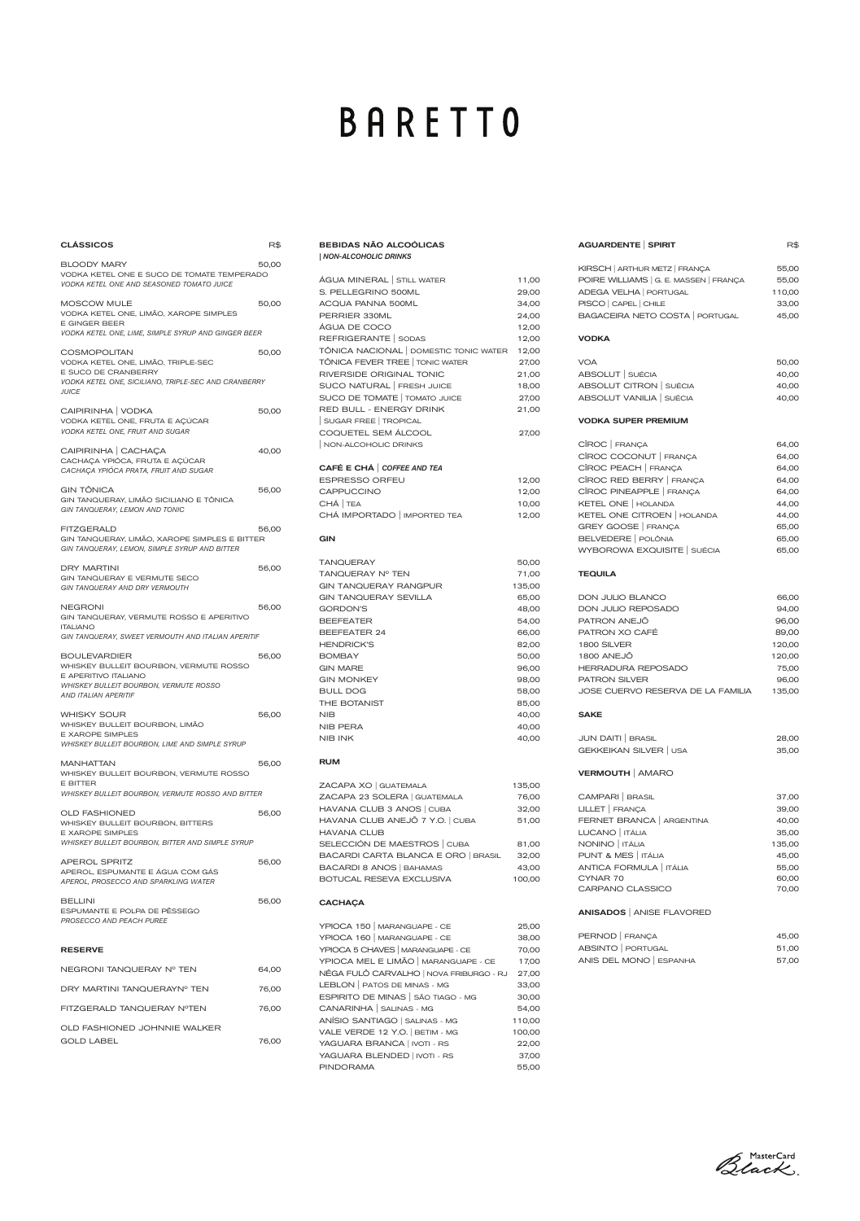# BARETTO

## CLÁSSICOS

| CLÁSSICOS | R$ |
|---|---|
| BLOODY MARY<br>VODKA KETEL ONE E SUCO DE TOMATE TEMPERADO<br>*VODKA KETEL ONE AND SEASONED TOMATO JUICE* | 50,00 |
| MOSCOW MULE<br>VODKA KETEL ONE, LIMÃO, XAROPE SIMPLES E GINGER BEER<br>*VODKA KETEL ONE, LIME, SIMPLE SYRUP AND GINGER BEER* | 50,00 |
| COSMOPOLITAN<br>VODKA KETEL ONE, LIMÃO, TRIPLE-SEC E SUCO DE CRANBERRY<br>*VODKA KETEL ONE, SICILIANO, TRIPLE-SEC AND CRANBERRY JUICE* | 50,00 |
| CAIPIRINHA \| VODKA<br>VODKA KETEL ONE, FRUTA E AÇÚCAR<br>*VODKA KETEL ONE, FRUIT AND SUGAR* | 50,00 |
| CAIPIRINHA \| CACHAÇA<br>CACHAÇA YPIÓCA, FRUTA E AÇÚCAR<br>*CACHAÇA YPIÓCA PRATA, FRUIT AND SUGAR* | 40,00 |
| GIN TÔNICA<br>GIN TANQUERAY, LIMÃO SICILIANO E TÔNICA<br>*GIN TANQUERAY, LEMON AND TONIC* | 56,00 |
| FITZGERALD<br>GIN TANQUERAY, LIMÃO, XAROPE SIMPLES E BITTER<br>*GIN TANQUERAY, LEMON, SIMPLE SYRUP AND BITTER* | 56,00 |
| DRY MARTINI<br>GIN TANQUERAY E VERMUTE SECO<br>*GIN TANQUERAY AND DRY VERMOUTH* | 56,00 |
| NEGRONI<br>GIN TANQUERAY, VERMUTE ROSSO E APERITIVO ITALIANO<br>*GIN TANQUERAY, SWEET VERMOUTH AND ITALIAN APERITIF* | 56,00 |
| BOULEVARDIER<br>WHISKEY BULLEIT BOURBON, VERMUTE ROSSO E APERITIVO ITALIANO<br>*WHISKEY BULLEIT BOURBON, VERMUTE ROSSO AND ITALIAN APERITIF* | 56,00 |
| WHISKY SOUR<br>WHISKEY BULLEIT BOURBON, LIMÃO E XAROPE SIMPLES<br>*WHISKEY BULLEIT BOURBON, LIME AND SIMPLE SYRUP* | 56,00 |
| MANHATTAN<br>WHISKEY BULLEIT BOURBON, VERMUTE ROSSO E BITTER<br>*WHISKEY BULLEIT BOURBON, VERMUTE ROSSO AND BITTER* | 56,00 |
| OLD FASHIONED<br>WHISKEY BULLEIT BOURBON, BITTERS E XAROPE SIMPLES<br>*WHISKEY BULLEIT BOURBON, BITTER AND SIMPLE SYRUP* | 56,00 |
| APEROL SPRITZ<br>APEROL, ESPUMANTE E ÁGUA COM GÁS<br>*APEROL, PROSECCO AND SPARKLING WATER* | 56,00 |
| BELLINI<br>ESPUMANTE E POLPA DE PÊSSEGO<br>*PROSECCO AND PEACH PUREE* | 56,00 |

## RESERVE

| RESERVE | |
|---|---|
| NEGRONI TANQUERAY Nº TEN | 64,00 |
| DRY MARTINI TANQUERAYNº TEN | 76,00 |
| FITZGERALD TANQUERAY NºTEN | 76,00 |
| OLD FASHIONED JOHNNIE WALKER GOLD LABEL | 76,00 |

## BEBIDAS NÃO ALCOÓLICAS | *NON-ALCOHOLIC DRINKS*

| | |
|---|---|
| ÁGUA MINERAL \| STILL WATER | 11,00 |
| S. PELLEGRINO 500ML | 29,00 |
| ACQUA PANNA 500ML | 34,00 |
| PERRIER 330ML | 24,00 |
| ÁGUA DE COCO | 12,00 |
| REFRIGERANTE \| SODAS | 12,00 |
| TÔNICA NACIONAL \| DOMESTIC TONIC WATER | 12,00 |
| TÔNICA FEVER TREE \| TONIC WATER | 27,00 |
| RIVERSIDE ORIGINAL TONIC | 21,00 |
| SUCO NATURAL \| FRESH JUICE | 18,00 |
| SUCO DE TOMATE \| TOMATO JUICE | 27,00 |
| RED BULL - ENERGY DRINK \| SUGAR FREE \| TROPICAL | 21,00 |
| COQUETEL SEM ÁLCOOL \| NON-ALCOHOLIC DRINKS | 27,00 |

## CAFÉ E CHÁ | *COFFEE AND TEA*

| | |
|---|---|
| ESPRESSO ORFEU | 12,00 |
| CAPPUCCINO | 12,00 |
| CHÁ \| TEA | 10,00 |
| CHÁ IMPORTADO \| IMPORTED TEA | 12,00 |

## GIN

| | |
|---|---|
| TANQUERAY | 50,00 |
| TANQUERAY Nº TEN | 71,00 |
| GIN TANQUERAY RANGPUR | 135,00 |
| GIN TANQUERAY SEVILLA | 65,00 |
| GORDON'S | 48,00 |
| BEEFEATER | 54,00 |
| BEEFEATER 24 | 66,00 |
| HENDRICK'S | 82,00 |
| BOMBAY | 50,00 |
| GIN MARE | 96,00 |
| GIN MONKEY | 98,00 |
| BULL DOG | 58,00 |
| THE BOTANIST | 85,00 |
| NIB | 40,00 |
| NIB PERA | 40,00 |
| NIB INK | 40,00 |

## RUM

| | |
|---|---|
| ZACAPA XO \| GUATEMALA | 135,00 |
| ZACAPA 23 SOLERA \| GUATEMALA | 76,00 |
| HAVANA CLUB 3 ANOS \| CUBA | 32,00 |
| HAVANA CLUB ANEJÕ 7 Y.O. \| CUBA | 51,00 |
| HAVANA CLUB SELECCIÓN DE MAESTROS \| CUBA | 81,00 |
| BACARDI CARTA BLANCA E ORO \| BRASIL | 32,00 |
| BACARDI 8 ANOS \| BAHAMAS | 43,00 |
| BOTUCAL RESEVA EXCLUSIVA | 100,00 |

## CACHAÇA

| | |
|---|---|
| YPIOCA 150 \| MARANGUAPE - CE | 25,00 |
| YPIOCA 160 \| MARANGUAPE - CE | 38,00 |
| YPIOCA 5 CHAVES \| MARANGUAPE - CE | 70,00 |
| YPIOCA MEL E LIMÃO \| MARANGUAPE - CE | 17,00 |
| NÊGA FULÔ CARVALHO \| NOVA FRIBURGO - RJ | 27,00 |
| LEBLON \| PATOS DE MINAS - MG | 33,00 |
| ESPIRITO DE MINAS \| SÃO TIAGO - MG | 30,00 |
| CANARINHA \| SALINAS - MG | 54,00 |
| ANÍSIO SANTIAGO \| SALINAS - MG | 110,00 |
| VALE VERDE 12 Y.O. \| BETIM - MG | 100,00 |
| YAGUARA BRANCA \| IVOTI - RS | 22,00 |
| YAGUARA BLENDED \| IVOTI - RS | 37,00 |
| PINDORAMA | 55,00 |

## AGUARDENTE | SPIRIT

| AGUARDENTE \| SPIRIT | R$ |
|---|---|
| KIRSCH \| ARTHUR METZ \| FRANÇA | 55,00 |
| POIRE WILLIAMS \| G. E. MASSEN \| FRANÇA | 55,00 |
| ADEGA VELHA \| PORTUGAL | 110,00 |
| PISCO \| CAPEL \| CHILE | 33,00 |
| BAGACEIRA NETO COSTA \| PORTUGAL | 45,00 |

## VODKA

| | |
|---|---|
| VOA | 50,00 |
| ABSOLUT \| SUÉCIA | 40,00 |
| ABSOLUT CITRON \| SUÉCIA | 40,00 |
| ABSOLUT VANILIA \| SUÉCIA | 40,00 |

## VODKA SUPER PREMIUM

| | |
|---|---|
| CÎROC \| FRANÇA | 64,00 |
| CÎROC COCONUT \| FRANÇA | 64,00 |
| CÎROC PEACH \| FRANÇA | 64,00 |
| CÎROC RED BERRY \| FRANÇA | 64,00 |
| CÎROC PINEAPPLE \| FRANÇA | 64,00 |
| KETEL ONE \| HOLANDA | 44,00 |
| KETEL ONE CITROEN \| HOLANDA | 44,00 |
| GREY GOOSE \| FRANÇA | 65,00 |
| BELVEDERE \| POLÔNIA | 65,00 |
| WYBOROWA EXQUISITE \| SUÉCIA | 65,00 |

## TEQUILA

| | |
|---|---|
| DON JULIO BLANCO | 66,00 |
| DON JULIO REPOSADO | 94,00 |
| PATRON ANEJÕ | 96,00 |
| PATRON XO CAFÉ | 89,00 |
| 1800 SILVER | 120,00 |
| 1800 ANEJÕ | 120,00 |
| HERRADURA REPOSADO | 75,00 |
| PATRON SILVER | 96,00 |
| JOSE CUERVO RESERVA DE LA FAMILIA | 135,00 |

## SAKE

| | |
|---|---|
| JUN DAITI \| BRASIL | 28,00 |
| GEKKEIKAN SILVER \| USA | 35,00 |

## VERMOUTH | AMARO

| | |
|---|---|
| CAMPARI \| BRASIL | 37,00 |
| LILLET \| FRANÇA | 39,00 |
| FERNET BRANCA \| ARGENTINA | 40,00 |
| LUCANO \| ITÁLIA | 35,00 |
| NONINO \| ITÁLIA | 135,00 |
| PUNT & MES \| ITÁLIA | 45,00 |
| ANTICA FORMULA \| ITÁLIA | 55,00 |
| CYNAR 70 | 60,00 |
| CARPANO CLASSICO | 70,00 |

## ANISADOS | ANISE FLAVORED

| | |
|---|---|
| PERNOD \| FRANÇA | 45,00 |
| ABSINTO \| PORTUGAL | 51,00 |
| ANIS DEL MONO \| ESPANHA | 57,00 |

MasterCard Black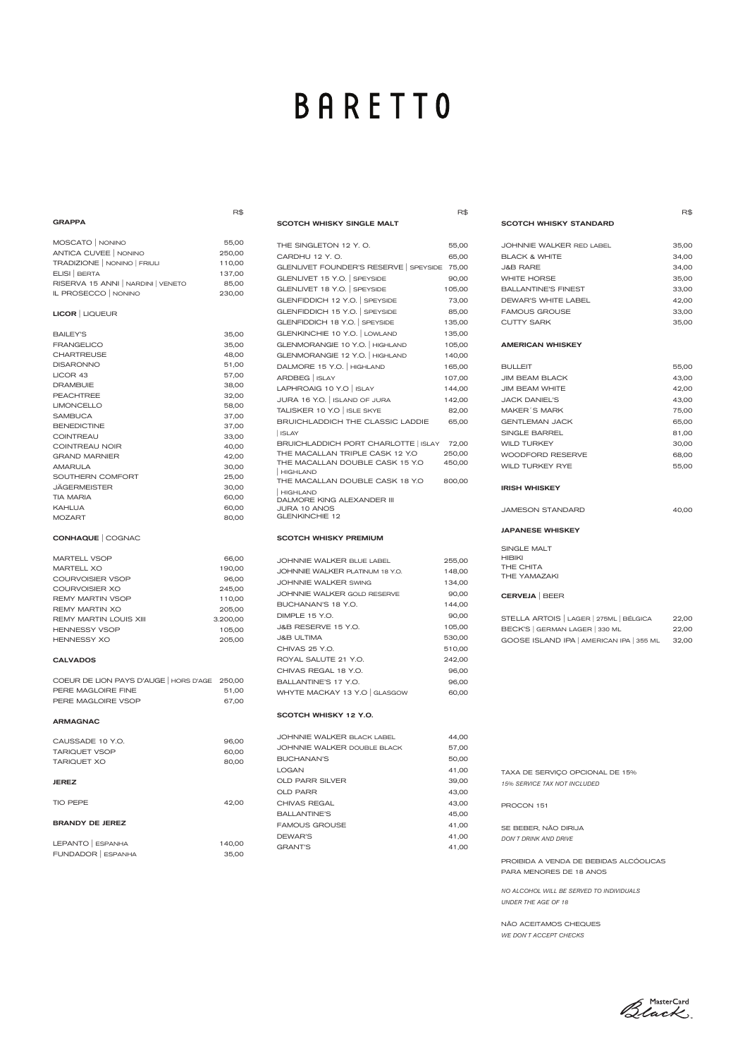# BARETTO

## GRAPPA

| | R$ |
|---|---|
| MOSCATO \| NONINO | 55,00 |
| ANTICA CUVEE \| NONINO | 250,00 |
| TRADIZIONE \| NONINO \| FRIULI | 110,00 |
| ELISI \| BERTA | 137,00 |
| RISERVA 15 ANNI \| NARDINI \| VENETO | 85,00 |
| IL PROSECCO \| NONINO | 230,00 |

## LICOR | LIQUEUR

| | R$ |
|---|---|
| BAILEY'S | 35,00 |
| FRANGELICO | 35,00 |
| CHARTREUSE | 48,00 |
| DISARONNO | 51,00 |
| LICOR 43 | 57,00 |
| DRAMBUIE | 38,00 |
| PEACHTREE | 32,00 |
| LIMONCELLO | 58,00 |
| SAMBUCA | 37,00 |
| BENEDICTINE | 37,00 |
| COINTREAU | 33,00 |
| COINTREAU NOIR | 40,00 |
| GRAND MARNIER | 42,00 |
| AMARULA | 30,00 |
| SOUTHERN COMFORT | 25,00 |
| JÄGERMEISTER | 30,00 |
| TIA MARIA | 60,00 |
| KAHLUA | 60,00 |
| MOZART | 80,00 |

## CONHAQUE | COGNAC

| | R$ |
|---|---|
| MARTELL VSOP | 66,00 |
| MARTELL XO | 190,00 |
| COURVOISIER VSOP | 96,00 |
| COURVOISIER XO | 245,00 |
| REMY MARTIN VSOP | 110,00 |
| REMY MARTIN XO | 205,00 |
| REMY MARTIN LOUIS XIII | 3.200,00 |
| HENNESSY VSOP | 105,00 |
| HENNESSY XO | 205,00 |

## CALVADOS

| | R$ |
|---|---|
| COEUR DE LION PAYS D'AUGE \| HORS D'AGE | 250,00 |
| PERE MAGLOIRE FINE | 51,00 |
| PERE MAGLOIRE VSOP | 67,00 |

## ARMAGNAC

| | R$ |
|---|---|
| CAUSSADE 10 Y.O. | 96,00 |
| TARIQUET VSOP | 60,00 |
| TARIQUET XO | 80,00 |

## JEREZ

| | R$ |
|---|---|
| TIO PEPE | 42,00 |

## BRANDY DE JEREZ

| | R$ |
|---|---|
| LEPANTO \| ESPANHA | 140,00 |
| FUNDADOR \| ESPANHA | 35,00 |

## SCOTCH WHISKY SINGLE MALT

| | R$ |
|---|---|
| THE SINGLETON 12 Y. O. | 55,00 |
| CARDHU 12 Y. O. | 65,00 |
| GLENLIVET FOUNDER'S RESERVE \| SPEYSIDE | 75,00 |
| GLENLIVET 15 Y.O. \| SPEYSIDE | 90,00 |
| GLENLIVET 18 Y.O. \| SPEYSIDE | 105,00 |
| GLENFIDDICH 12 Y.O. \| SPEYSIDE | 73,00 |
| GLENFIDDICH 15 Y.O. \| SPEYSIDE | 85,00 |
| GLENFIDDICH 18 Y.O. \| SPEYSIDE | 135,00 |
| GLENKINCHIE 10 Y.O. \| LOWLAND | 135,00 |
| GLENMORANGIE 10 Y.O. \| HIGHLAND | 105,00 |
| GLENMORANGIE 12 Y.O. \| HIGHLAND | 140,00 |
| DALMORE 15 Y.O. \| HIGHLAND | 165,00 |
| ARDBEG \| ISLAY | 107,00 |
| LAPHROAIG 10 Y.O \| ISLAY | 144,00 |
| JURA 16 Y.O. \| ISLAND OF JURA | 142,00 |
| TALISKER 10 Y.O \| ISLE SKYE | 82,00 |
| BRUICHLADDICH THE CLASSIC LADDIE \| ISLAY | 65,00 |
| BRUICHLADDICH PORT CHARLOTTE \| ISLAY | 72,00 |
| THE MACALLAN TRIPLE CASK 12 Y.O | 250,00 |
| THE MACALLAN DOUBLE CASK 15 Y.O \| HIGHLAND | 450,00 |
| THE MACALLAN DOUBLE CASK 18 Y.O \| HIGHLAND | 800,00 |
| DALMORE KING ALEXANDER III | |
| JURA 10 ANOS | |
| GLENKINCHIE 12 | |

## SCOTCH WHISKY PREMIUM

| | R$ |
|---|---|
| JOHNNIE WALKER BLUE LABEL | 255,00 |
| JOHNNIE WALKER PLATINUM 18 Y.O. | 148,00 |
| JOHNNIE WALKER SWING | 134,00 |
| JOHNNIE WALKER GOLD RESERVE | 90,00 |
| BUCHANAN'S 18 Y.O. | 144,00 |
| DIMPLE 15 Y.O. | 90,00 |
| J&B RESERVE 15 Y.O. | 105,00 |
| J&B ULTIMA | 530,00 |
| CHIVAS 25 Y.O. | 510,00 |
| ROYAL SALUTE 21 Y.O. | 242,00 |
| CHIVAS REGAL 18 Y.O. | 96,00 |
| BALLANTINE'S 17 Y.O. | 96,00 |
| WHYTE MACKAY 13 Y.O \| GLASGOW | 60,00 |

## SCOTCH WHISKY 12 Y.O.

| | R$ |
|---|---|
| JOHNNIE WALKER BLACK LABEL | 44,00 |
| JOHNNIE WALKER DOUBLE BLACK | 57,00 |
| BUCHANAN'S | 50,00 |
| LOGAN | 41,00 |
| OLD PARR SILVER | 39,00 |
| OLD PARR | 43,00 |
| CHIVAS REGAL | 43,00 |
| BALLANTINE'S | 45,00 |
| FAMOUS GROUSE | 41,00 |
| DEWAR'S | 41,00 |
| GRANT'S | 41,00 |

## SCOTCH WHISKY STANDARD

| | R$ |
|---|---|
| JOHNNIE WALKER RED LABEL | 35,00 |
| BLACK & WHITE | 34,00 |
| J&B RARE | 34,00 |
| WHITE HORSE | 35,00 |
| BALLANTINE'S FINEST | 33,00 |
| DEWAR'S WHITE LABEL | 42,00 |
| FAMOUS GROUSE | 33,00 |
| CUTTY SARK | 35,00 |

## AMERICAN WHISKEY

| | R$ |
|---|---|
| BULLEIT | 55,00 |
| JIM BEAM BLACK | 43,00 |
| JIM BEAM WHITE | 42,00 |
| JACK DANIEL'S | 43,00 |
| MAKER´S MARK | 75,00 |
| GENTLEMAN JACK | 65,00 |
| SINGLE BARREL | 81,00 |
| WILD TURKEY | 30,00 |
| WOODFORD RESERVE | 68,00 |
| WILD TURKEY RYE | 55,00 |

## IRISH WHISKEY

| | R$ |
|---|---|
| JAMESON STANDARD | 40,00 |

## JAPANESE WHISKEY

SINGLE MALT
HIBIKI
THE CHITA
THE YAMAZAKI

## CERVEJA | BEER

| | R$ |
|---|---|
| STELLA ARTOIS \| LAGER \| 275ML \| BÉLGICA | 22,00 |
| BECK'S \| GERMAN LAGER \| 330 ML | 22,00 |
| GOOSE ISLAND IPA \| AMERICAN IPA \| 355 ML | 32,00 |

TAXA DE SERVIÇO OPCIONAL DE 15%
*15% SERVICE TAX NOT INCLUDED*

PROCON 151

SE BEBER, NÃO DIRIJA
*DON'T DRINK AND DRIVE*

PROIBIDA A VENDA DE BEBIDAS ALCÓOLICAS PARA MENORES DE 18 ANOS

*NO ALCOHOL WILL BE SERVED TO INDIVIDUALS UNDER THE AGE OF 18*

NÃO ACEITAMOS CHEQUES
*WE DON'T ACCEPT CHECKS*

MasterCard Black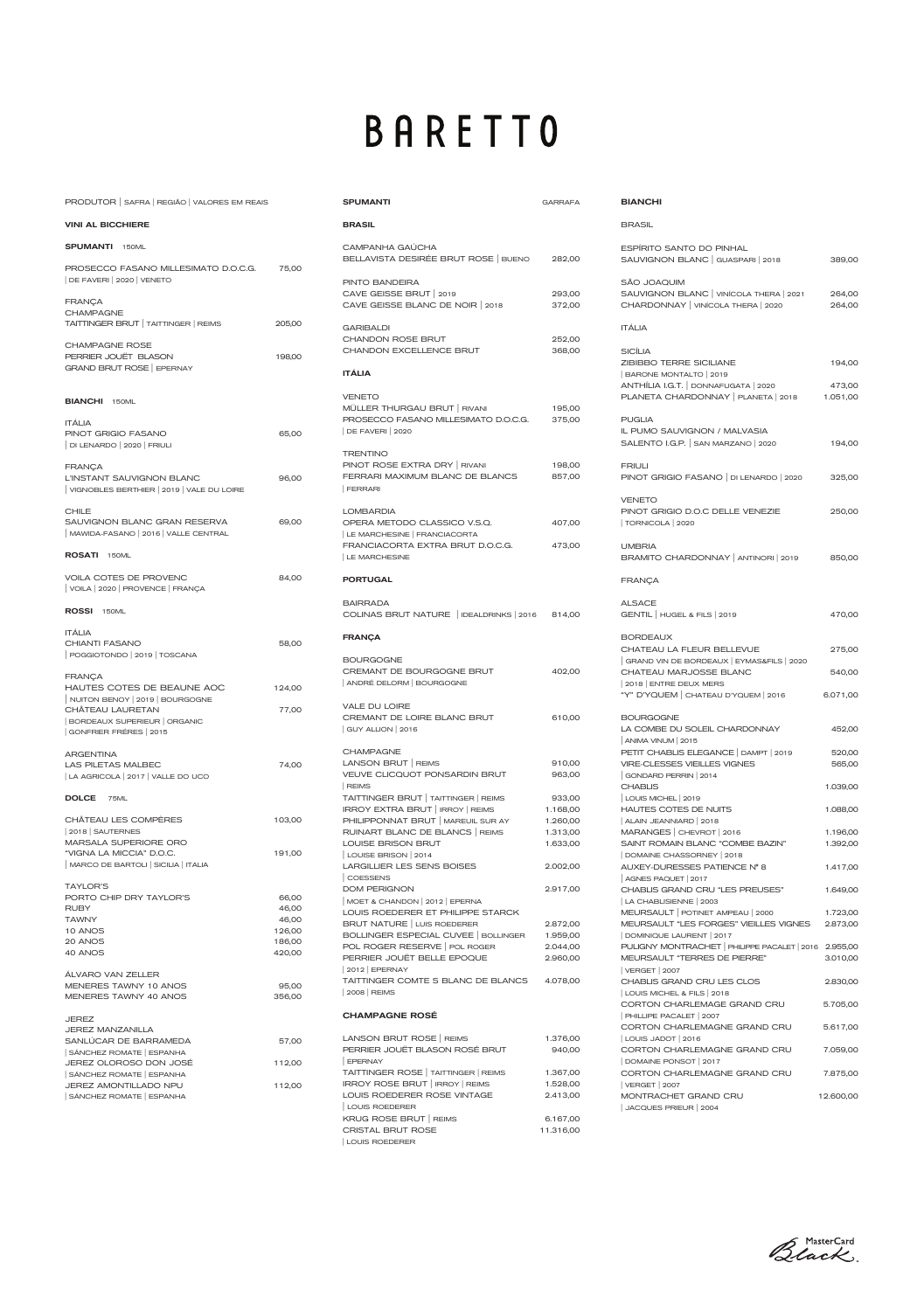# BARETTO

PRODUTOR | SAFRA | REGIÃO | VALORES EM REAIS

## VINI AL BICCHIERE

### SPUMANTI 150ML

PROSECCO FASANO MILLESIMATO D.O.C.G. 75,00
| DE FAVERI | 2020 | VENETO

FRANÇA
CHAMPAGNE
TAITTINGER BRUT | TAITTINGER | REIMS 205,00

CHAMPAGNE ROSE
PERRIER JOUËT BLASON 198,00
GRAND BRUT ROSE | EPERNAY

### BIANCHI 150ML

ITÁLIA
PINOT GRIGIO FASANO 65,00
| DI LENARDO | 2020 | FRIULI

FRANÇA
L'INSTANT SAUVIGNON BLANC 96,00
| VIGNOBLES BERTHIER | 2019 | VALE DU LOIRE

CHILE
SAUVIGNON BLANC GRAN RESERVA 69,00
| MAWIDA-FASANO | 2016 | VALLE CENTRAL

### ROSATI 150ML

VOILA COTES DE PROVENC 84,00
| VOILA | 2020 | PROVENCE | FRANÇA

### ROSSI 150ML

ITÁLIA
CHIANTI FASANO 58,00
| POGGIOTONDO | 2019 | TOSCANA

FRANÇA
HAUTES COTES DE BEAUNE AOC 124,00
| NUITON BENOY | 2019 | BOURGOGNE
CHÂTEAU LAURETAN 77,00
| BORDEAUX SUPERIEUR | ORGANIC
| GONFRIER FRÈRES | 2015

ARGENTINA
LAS PILETAS MALBEC 74,00
| LA AGRICOLA | 2017 | VALLE DO UCO

### DOLCE 75ML

CHÂTEAU LES COMPÈRES 103,00
| 2018 | SAUTERNES
MARSALA SUPERIORE ORO
"VIGNA LA MICCIA" D.O.C. 191,00
| MARCO DE BARTOLI | SICILIA | ITALIA

TAYLOR'S
PORTO CHIP DRY TAYLOR'S 66,00
RUBY 46,00
TAWNY 46,00
10 ANOS 126,00
20 ANOS 186,00
40 ANOS 420,00

ÁLVARO VAN ZELLER
MENERES TAWNY 10 ANOS 95,00
MENERES TAWNY 40 ANOS 356,00

JEREZ
JEREZ MANZANILLA
SANLÚCAR DE BARRAMEDA 57,00
| SÁNCHEZ ROMATE | ESPANHA
JEREZ OLOROSO DON JOSÉ 112,00
| SÁNCHEZ ROMATE | ESPANHA
JEREZ AMONTILLADO NPU 112,00
| SÁNCHEZ ROMATE | ESPANHA

## SPUMANTI — GARRAFA

### BRASIL

CAMPANHA GAÚCHA
BELLAVISTA DESIRÉE BRUT ROSE | BUENO 282,00

PINTO BANDEIRA
CAVE GEISSE BRUT | 2019 293,00
CAVE GEISSE BLANC DE NOIR | 2018 372,00

GARIBALDI
CHANDON ROSE BRUT 252,00
CHANDON EXCELLENCE BRUT 368,00

### ITÁLIA

VENETO
MÜLLER THURGAU BRUT | RIVANI 195,00
PROSECCO FASANO MILLESIMATO D.O.C.G. 375,00
| DE FAVERI | 2020

TRENTINO
PINOT ROSE EXTRA DRY | RIVANI 198,00
FERRARI MAXIMUM BLANC DE BLANCS 857,00
| FERRARI

LOMBARDIA
OPERA METODO CLASSICO V.S.Q. 407,00
| LE MARCHESINE | FRANCIACORTA
FRANCIACORTA EXTRA BRUT D.O.C.G. 473,00
| LE MARCHESINE

### PORTUGAL

BAIRRADA
COLINAS BRUT NATURE | IDEALDRINKS | 2016 814,00

### FRANÇA

BOURGOGNE
CREMANT DE BOURGOGNE BRUT 402,00
| ANDRÉ DELORM | BOURGOGNE

VALE DU LOIRE
CREMANT DE LOIRE BLANC BRUT 610,00
| GUY ALLION | 2016

CHAMPAGNE
LANSON BRUT | REIMS 910,00
VEUVE CLICQUOT PONSARDIN BRUT 963,00
| REIMS
TAITTINGER BRUT | TAITTINGER | REIMS 933,00
IRROY EXTRA BRUT | IRROY | REIMS 1.168,00
PHILIPPONNAT BRUT | MAREUIL SUR AY 1.260,00
RUINART BLANC DE BLANCS | REIMS 1.313,00
LOUISE BRISON BRUT 1.633,00
| LOUISE BRISON | 2014
LARGILLIER LES SENS BOISES 2.002,00
| COESSENS
DOM PERIGNON 2.917,00
| MOET & CHANDON | 2012 | EPERNA
LOUIS ROEDERER ET PHILIPPE STARCK
BRUT NATURE | LUIS ROEDERER 2.872,00
BOLLINGER ESPECIAL CUVEE | BOLLINGER 1.959,00
POL ROGER RESERVE | POL ROGER 2.044,00
PERRIER JOUËT BELLE EPOQUE 2.960,00
| 2012 | EPERNAY
TAITTINGER COMTE S BLANC DE BLANCS 4.078,00
| 2008 | REIMS

### CHAMPAGNE ROSÉ

LANSON BRUT ROSE | REIMS 1.376,00
PERRIER JOUËT BLASON ROSÉ BRUT 940,00
| EPERNAY
TAITTINGER ROSE | TAITTINGER | REIMS 1.367,00
IRROY ROSE BRUT | IRROY | REIMS 1.528,00
LOUIS ROEDERER ROSE VINTAGE 2.413,00
| LOUIS ROEDERER
KRUG ROSE BRUT | REIMS 6.167,00
CRISTAL BRUT ROSE 11.316,00
| LOUIS ROEDERER

## BIANCHI

### BRASIL

ESPÍRITO SANTO DO PINHAL
SAUVIGNON BLANC | GUASPARI | 2018 389,00

SÃO JOAQUIM
SAUVIGNON BLANC | VINÍCOLA THERA | 2021 264,00
CHARDONNAY | VINÍCOLA THERA | 2020 264,00

### ITÁLIA

SICÍLIA
ZIBIBBO TERRE SICILIANE 194,00
| BARONE MONTALTO | 2019
ANTHÍLIA I.G.T. | DONNAFUGATA | 2020 473,00
PLANETA CHARDONNAY | PLANETA | 2018 1.051,00

PUGLIA
IL PUMO SAUVIGNON / MALVASIA
SALENTO I.G.P. | SAN MARZANO | 2020 194,00

FRIULI
PINOT GRIGIO FASANO | DI LENARDO | 2020 325,00

VENETO
PINOT GRIGIO D.O.C DELLE VENEZIE 250,00
| TORNICOLA | 2020

UMBRIA
BRAMITO CHARDONNAY | ANTINORI | 2019 850,00

### FRANÇA

ALSACE
GENTIL | HUGEL & FILS | 2019 470,00

BORDEAUX
CHATEAU LA FLEUR BELLEVUE 275,00
| GRAND VIN DE BORDEAUX | EYMAS&FILS | 2020
CHATEAU MARJOSSE BLANC 540,00
| 2018 | ENTRE DEUX MERS
"Y" D'YQUEM | CHATEAU D'YQUEM | 2016 6.071,00

BOURGOGNE
LA COMBE DU SOLEIL CHARDONNAY 452,00
| ANIMA VINUM | 2015
PETIT CHABLIS ELEGANCE | DAMPT | 2019 520,00
VIRE-CLESSES VIEILLES VIGNES 565,00
| GONDARD PERRIN | 2014
CHABLIS 1.039,00
| LOUIS MICHEL | 2019
HAUTES COTES DE NUITS 1.088,00
| ALAIN JEANNIARD | 2018
MARANGES | CHEVROT | 2016 1.196,00
SAINT ROMAIN BLANC "COMBE BAZIN" 1.392,00
| DOMAINE CHASSORNEY | 2018
AUXEY-DURESSES PATIENCE Nº 8 1.417,00
| AGNES PAQUET | 2017
CHABLIS GRAND CRU "LES PREUSES" 1.649,00
| LA CHABLISIENNE | 2003
MEURSAULT | POTINET AMPEAU | 2000 1.723,00
MEURSAULT "LES FORGES" VIEILLES VIGNES 2.873,00
| DOMINIQUE LAURENT | 2017
PULIGNY MONTRACHET | PHILIPPE PACALET | 2016 2.955,00
MEURSAULT "TERRES DE PIERRE" 3.010,00
| VERGET | 2007
CHABLIS GRAND CRU LES CLOS 2.830,00
| LOUIS MICHEL & FILS | 2018
CORTON CHARLEMAGE GRAND CRU 5.705,00
| PHILLIPE PACALET | 2007
CORTON CHARLEMAGNE GRAND CRU 5.617,00
| LOUIS JADOT | 2016
CORTON CHARLEMAGNE GRAND CRU 7.059,00
| DOMAINE PONSOT | 2017
CORTON CHARLEMAGNE GRAND CRU 7.875,00
| VERGET | 2007
MONTRACHET GRAND CRU 12.600,00
| JACQUES PRIEUR | 2004

MasterCard Black.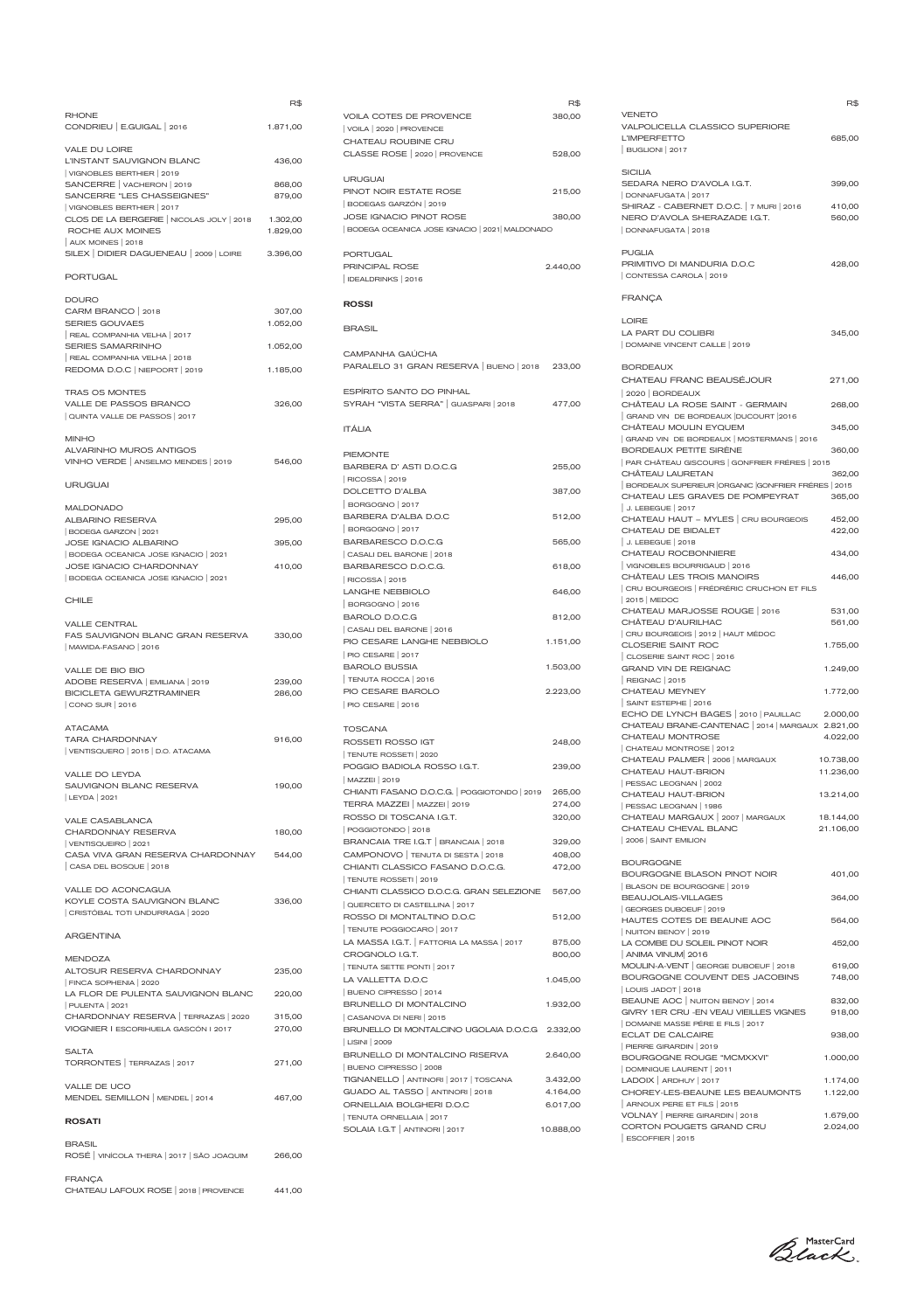| | R$ |
|---|---|
| RHONE | |
| CONDRIEU \| E.GUIGAL \| 2016 | 1.871,00 |
| VALE DU LOIRE | |
| L'INSTANT SAUVIGNON BLANC \| VIGNOBLES BERTHIER \| 2019 | 436,00 |
| SANCERRE \| VACHERON \| 2019 | 868,00 |
| SANCERRE "LES CHASSEIGNES" \| VIGNOBLES BERTHIER \| 2017 | 879,00 |
| CLOS DE LA BERGERIE \| NICOLAS JOLY \| 2018 | 1.302,00 |
| ROCHE AUX MOINES \| AUX MOINES \| 2018 | 1.829,00 |
| SILEX \| DIDIER DAGUENEAU \| 2009 \| LOIRE | 3.396,00 |

## PORTUGAL

| | R$ |
|---|---|
| DOURO | |
| CARM BRANCO \| 2018 | 307,00 |
| SERIES GOUVAES \| REAL COMPANHIA VELHA \| 2017 | 1.052,00 |
| SERIES SAMARRINHO \| REAL COMPANHIA VELHA \| 2018 | 1.052,00 |
| REDOMA D.O.C \| NIEPOORT \| 2019 | 1.185,00 |
| TRAS OS MONTES | |
| VALLE DE PASSOS BRANCO \| QUINTA VALLE DE PASSOS \| 2017 | 326,00 |
| MINHO | |
| ALVARINHO MUROS ANTIGOS | |
| VINHO VERDE \| ANSELMO MENDES \| 2019 | 546,00 |

## URUGUAI

| | R$ |
|---|---|
| MALDONADO | |
| ALBARINO RESERVA \| BODEGA GARZON \| 2021 | 295,00 |
| JOSE IGNACIO ALBARINO \| BODEGA OCEANICA JOSE IGNACIO \| 2021 | 395,00 |
| JOSE IGNACIO CHARDONNAY \| BODEGA OCEANICA JOSE IGNACIO \| 2021 | 410,00 |

## CHILE

| | R$ |
|---|---|
| VALLE CENTRAL | |
| FAS SAUVIGNON BLANC GRAN RESERVA \| MAWIDA-FASANO \| 2016 | 330,00 |
| VALLE DE BIO BIO | |
| ADOBE RESERVA \| EMILIANA \| 2019 | 239,00 |
| BICICLETA GEWURZTRAMINER \| CONO SUR \| 2016 | 286,00 |
| ATACAMA | |
| TARA CHARDONNAY \| VENTISQUERO \| 2015 \| D.O. ATACAMA | 916,00 |
| VALLE DO LEYDA | |
| SAUVIGNON BLANC RESERVA \| LEYDA \| 2021 | 190,00 |
| VALE CASABLANCA | |
| CHARDONNAY RESERVA \| VENTISQUEIRO \| 2021 | 180,00 |
| CASA VIVA GRAN RESERVA CHARDONNAY \| CASA DEL BOSQUE \| 2018 | 544,00 |
| VALLE DO ACONCAGUA | |
| KOYLE COSTA SAUVIGNON BLANC \| CRISTÓBAL TOTI UNDURRAGA \| 2020 | 336,00 |

## ARGENTINA

| | R$ |
|---|---|
| MENDOZA | |
| ALTOSUR RESERVA CHARDONNAY \| FINCA SOPHENIA \| 2020 | 235,00 |
| LA FLOR DE PULENTA SAUVIGNON BLANC \| PULENTA \| 2021 | 220,00 |
| CHARDONNAY RESERVA \| TERRAZAS \| 2020 | 315,00 |
| VIOGNIER \| ESCORIHUELA GASCÓN \| 2017 | 270,00 |
| SALTA | |
| TORRONTES \| TERRAZAS \| 2017 | 271,00 |
| VALLE DE UCO | |
| MENDEL SEMILLON \| MENDEL \| 2014 | 467,00 |

## ROSATI

| | R$ |
|---|---|
| BRASIL | |
| ROSÉ \| VINÍCOLA THERA \| 2017 \| SÃO JOAQUIM | 266,00 |
| FRANÇA | |
| CHATEAU LAFOUX ROSE \| 2018 \| PROVENCE | 441,00 |
| VOILA COTES DE PROVENCE \| VOILA \| 2020 \| PROVENCE | 380,00 |
| CHATEAU ROUBINE CRU CLASSE ROSE \| 2020 \| PROVENCE | 528,00 |
| URUGUAI | |
| PINOT NOIR ESTATE ROSE \| BODEGAS GARZÓN \| 2019 | 215,00 |
| JOSE IGNACIO PINOT ROSE \| BODEGA OCEANICA JOSE IGNACIO \| 2021\| MALDONADO | 380,00 |
| PORTUGAL | |
| PRINCIPAL ROSE \| IDEALDRINKS \| 2016 | 2.440,00 |

## ROSSI

### BRASIL

| | R$ |
|---|---|
| CAMPANHA GAÚCHA | |
| PARALELO 31 GRAN RESERVA \| BUENO \| 2018 | 233,00 |
| ESPÍRITO SANTO DO PINHAL | |
| SYRAH "VISTA SERRA" \| GUASPARI \| 2018 | 477,00 |

### ITÁLIA

| | R$ |
|---|---|
| PIEMONTE | |
| BARBERA D' ASTI D.O.C.G \| RICOSSA \| 2019 | 255,00 |
| DOLCETTO D'ALBA \| BORGOGNO \| 2017 | 387,00 |
| BARBERA D'ALBA D.O.C \| BORGOGNO \| 2017 | 512,00 |
| BARBARESCO D.O.C.G \| CASALI DEL BARONE \| 2018 | 565,00 |
| BARBARESCO D.O.C.G. \| RICOSSA \| 2015 | 618,00 |
| LANGHE NEBBIOLO \| BORGOGNO \| 2016 | 646,00 |
| BAROLO D.O.C.G \| CASALI DEL BARONE \| 2016 | 812,00 |
| PIO CESARE LANGHE NEBBIOLO \| PIO CESARE \| 2017 | 1.151,00 |
| BAROLO BUSSIA \| TENUTA ROCCA \| 2016 | 1.503,00 |
| PIO CESARE BAROLO \| PIO CESARE \| 2016 | 2.223,00 |
| TOSCANA | |
| ROSSETI ROSSO IGT \| TENUTE ROSSETI \| 2020 | 248,00 |
| POGGIO BADIOLA ROSSO I.G.T. \| MAZZEI \| 2019 | 239,00 |
| CHIANTI FASANO D.O.C.G. \| POGGIOTONDO \| 2019 | 265,00 |
| TERRA MAZZEI \| MAZZEI \| 2019 | 274,00 |
| ROSSO DI TOSCANA I.G.T. \| POGGIOTONDO \| 2018 | 320,00 |
| BRANCAIA TRE I.G.T \| BRANCAIA \| 2018 | 329,00 |
| CAMPONOVO \| TENUTA DI SESTA \| 2018 | 408,00 |
| CHIANTI CLASSICO FASANO D.O.C.G. \| TENUTE ROSSETI \| 2019 | 472,00 |
| CHIANTI CLASSICO D.O.C.G. GRAN SELEZIONE \| QUERCETO DI CASTELLINA \| 2017 | 567,00 |
| ROSSO DI MONTALTINO D.O.C \| TENUTE POGGIOCARO \| 2017 | 512,00 |
| LA MASSA I.G.T. \| FATTORIA LA MASSA \| 2017 | 875,00 |
| CROGNOLO I.G.T. \| TENUTA SETTE PONTI \| 2017 | 800,00 |
| LA VALLETTA D.O.C \| BUENO CIPRESSO \| 2014 | 1.045,00 |
| BRUNELLO DI MONTALCINO \| CASANOVA DI NERI \| 2015 | 1.932,00 |
| BRUNELLO DI MONTALCINO UGOLAIA D.O.C.G \| LISINI \| 2009 | 2.332,00 |
| BRUNELLO DI MONTALCINO RISERVA \| BUENO CIPRESSO \| 2008 | 2.640,00 |
| TIGNANELLO \| ANTINORI \| 2017 \| TOSCANA | 3.432,00 |
| GUADO AL TASSO \| ANTINORI \| 2018 | 4.164,00 |
| ORNELLAIA BOLGHERI D.O.C \| TENUTA ORNELLAIA \| 2017 | 6.017,00 |
| SOLAIA I.G.T \| ANTINORI \| 2017 | 10.888,00 |
| VENETO | |
| VALPOLICELLA CLASSICO SUPERIORE L'IMPERFETTO \| BUGLIONI \| 2017 | 685,00 |
| SICILIA | |
| SEDARA NERO D'AVOLA I.G.T. \| DONNAFUGATA \| 2017 | 399,00 |
| SHIRAZ - CABERNET D.O.C. \| 7 MURI \| 2016 | 410,00 |
| NERO D'AVOLA SHERAZADE I.G.T. \| DONNAFUGATA \| 2018 | 560,00 |
| PUGLIA | |
| PRIMITIVO DI MANDURIA D.O.C \| CONTESSA CAROLA \| 2019 | 428,00 |

### FRANÇA

| | R$ |
|---|---|
| LOIRE | |
| LA PART DU COLIBRI \| DOMAINE VINCENT CAILLE \| 2019 | 345,00 |
| BORDEAUX | |
| CHATEAU FRANC BEAUSÉJOUR \| 2020 \| BORDEAUX | 271,00 |
| CHÂTEAU LA ROSE SAINT - GERMAIN \| GRAND VIN DE BORDEAUX \|DUCOURT \|2016 | 268,00 |
| CHÂTEAU MOULIN EYQUEM \| GRAND VIN DE BORDEAUX \| MOSTERMANS \| 2016 | 345,00 |
| BORDEAUX PETITE SIRÈNE \| PAR CHÂTEAU GISCOURS \| GONFRIER FRÈRES \| 2015 | 360,00 |
| CHÂTEAU LAURETAN \| BORDEAUX SUPERIEUR \|ORGANIC \|GONFRIER FRÈRES \| 2015 | 362,00 |
| CHATEAU LES GRAVES DE POMPEYRAT \| J. LEBEGUE \| 2017 | 365,00 |
| CHATEAU HAUT – MYLES \| CRU BOURGEOIS | 452,00 |
| CHATEAU DE BIDALET \| J. LEBEGUE \| 2018 | 422,00 |
| CHATEAU ROCBONNIERE \| VIGNOBLES BOURRIGAUD \| 2016 | 434,00 |
| CHÂTEAU LES TROIS MANOIRS \| CRU BOURGEOIS \| FRÉDÉRIC CRUCHON ET FILS \| 2015 \| MEDOC | 446,00 |
| CHATEAU MARJOSSE ROUGE \| 2016 | 531,00 |
| CHÂTEAU D'AURILHAC \| CRU BOURGEOIS \| 2012 \| HAUT MÉDOC | 561,00 |
| CLOSERIE SAINT ROC \| CLOSERIE SAINT ROC \| 2016 | 1.755,00 |
| GRAND VIN DE REIGNAC \| REIGNAC \| 2015 | 1.249,00 |
| CHATEAU MEYNEY \| SAINT ESTEPHE \| 2016 | 1.772,00 |
| ECHO DE LYNCH BAGES \| 2010 \| PAUILLAC | 2.000,00 |
| CHATEAU BRANE-CANTENAC \| 2014 \| MARGAUX | 2.821,00 |
| CHATEAU MONTROSE \| CHATEAU MONTROSE \| 2012 | 4.022,00 |
| CHATEAU PALMER \| 2006 \| MARGAUX | 10.738,00 |
| CHATEAU HAUT-BRION \| PESSAC LEOGNAN \| 2002 | 11.236,00 |
| CHATEAU HAUT-BRION \| PESSAC LEOGNAN \| 1986 | 13.214,00 |
| CHATEAU MARGAUX \| 2007 \| MARGAUX | 18.144,00 |
| CHATEAU CHEVAL BLANC \| 2006 \| SAINT EMILION | 21.106,00 |
| BOURGOGNE | |
| BOURGOGNE BLASON PINOT NOIR \| BLASON DE BOURGOGNE \| 2019 | 401,00 |
| BEAUJOLAIS-VILLAGES \| GEORGES DUBOEUF \| 2019 | 364,00 |
| HAUTES COTES DE BEAUNE AOC \| NUITON BENOY \| 2019 | 564,00 |
| LA COMBE DU SOLEIL PINOT NOIR \| ANIMA VINUM\| 2016 | 452,00 |
| MOULIN-A-VENT \| GEORGE DUBOEUF \| 2018 | 619,00 |
| BOURGOGNE COUVENT DES JACOBINS \| LOUIS JADOT \| 2018 | 748,00 |
| BEAUNE AOC \| NUITON BENOY \| 2014 | 832,00 |
| GIVRY 1ER CRU -EN VEAU VIEILLES VIGNES \| DOMAINE MASSE PÉRE E FILS \| 2017 | 918,00 |
| ECLAT DE CALCAIRE \| PIERRE GIRARDIN \| 2019 | 938,00 |
| BOURGOGNE ROUGE "MCMXXVI" \| DOMINIQUE LAURENT \| 2011 | 1.000,00 |
| LADOIX \| ARDHUY \| 2017 | 1.174,00 |
| CHOREY-LES-BEAUNE LES BEAUMONTS \| ARNOUX PERE ET FILS \| 2015 | 1.122,00 |
| VOLNAY \| PIERRE GIRARDIN \| 2018 | 1.679,00 |
| CORTON POUGETS GRAND CRU \| ESCOFFIER \| 2015 | 2.024,00 |

MasterCard Black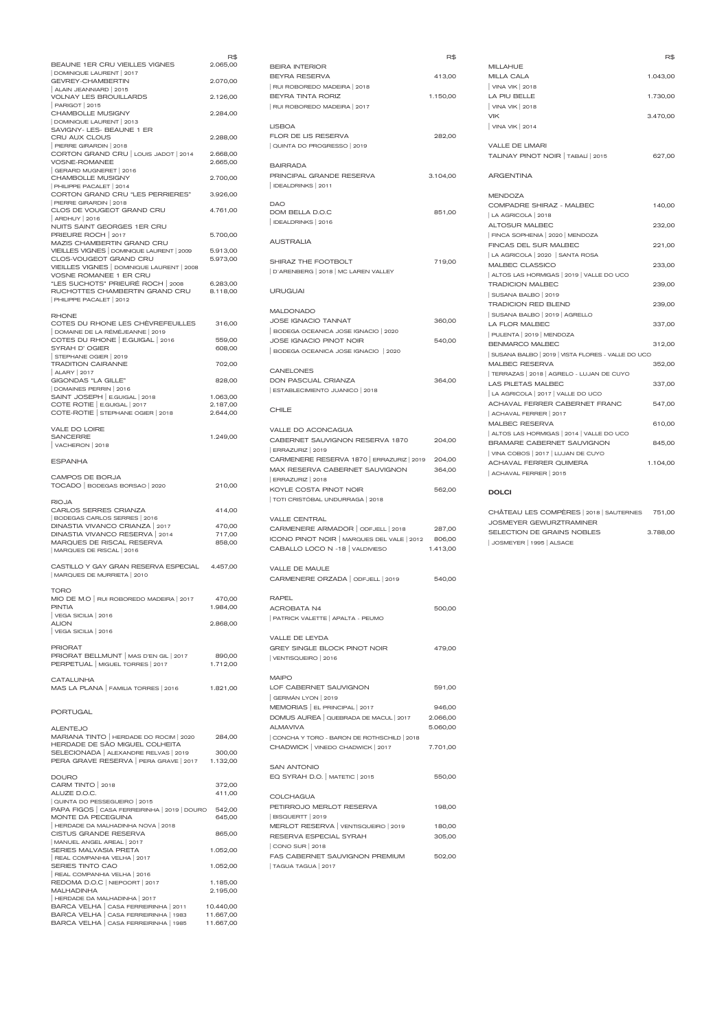| | R$ |
|---|---|
| BEAUNE 1ER CRU VIEILLES VIGNES \| DOMINIQUE LAURENT \| 2017 | 2.065,00 |
| GEVREY-CHAMBERTIN \| ALAIN JEANNIARD \| 2015 | 2.070,00 |
| VOLNAY LES BROUILLARDS \| PARIGOT \| 2015 | 2.126,00 |
| CHAMBOLLE MUSIGNY \| DOMINIQUE LAURENT \| 2013 | 2.284,00 |
| SAVIGNY- LES- BEAUNE 1 ER CRU AUX CLOUS \| PIERRE GIRARDIN \| 2018 | 2.288,00 |
| CORTON GRAND CRU \| LOUIS JADOT \| 2014 | 2.668,00 |
| VOSNE-ROMANEE \| GERARD MUGNERET \| 2016 | 2.665,00 |
| CHAMBOLLE MUSIGNY \| PHILIPPE PACALET \| 2014 | 2.700,00 |
| CORTON GRAND CRU "LES PERRIERES" \| PIERRE GIRARDIN \| 2018 | 3.926,00 |
| CLOS DE VOUGEOT GRAND CRU \| ARDHUY \| 2016 | 4.761,00 |
| NUITS SAINT GEORGES 1ER CRU PRIEURE ROCH \| 2017 | 5.700,00 |
| MAZIS CHAMBERTIN GRAND CRU VIEILLES VIGNES \| DOMINIQUE LAURENT \| 2009 | 5.913,00 |
| CLOS-VOUGEOT GRAND CRU VIEILLES VIGNES \| DOMINIQUE LAURENT \| 2008 | 5.973,00 |
| VOSNE ROMANEE 1 ER CRU "LES SUCHOTS" PRIEURÉ ROCH \| 2008 | 6.283,00 |
| RUCHOTTES CHAMBERTIN GRAND CRU \| PHILIPPE PACALET \| 2012 | 8.118,00 |

## RHONE

| | |
|---|---|
| COTES DU RHONE LES CHÈVREFEUILLES \| DOMAINE DE LA RÉMÉJEANNE \| 2019 | 316,00 |
| COTES DU RHONE \| E.GUIGAL \| 2016 | 559,00 |
| SYRAH D' OGIER \| STEPHANE OGIER \| 2019 | 608,00 |
| TRADITION CAIRANNE \| ALARY \| 2017 | 702,00 |
| GIGONDAS "LA GILLE" \| DOMAINES PERRIN \| 2016 | 828,00 |
| SAINT JOSEPH \| E.GUIGAL \| 2018 | 1.063,00 |
| COTE ROTIE \| E.GUIGAL \| 2017 | 2.187,00 |
| COTE-ROTIE \| STEPHANE OGIER \| 2018 | 2.644,00 |

## VALE DO LOIRE

| | |
|---|---|
| SANCERRE \| VACHERON \| 2018 | 1.249,00 |

# ESPANHA

## CAMPOS DE BORJA

| | |
|---|---|
| TOCADO \| BODEGAS BORSAO \| 2020 | 210,00 |

## RIOJA

| | |
|---|---|
| CARLOS SERRES CRIANZA \| BODEGAS CARLOS SERRES \| 2016 | 414,00 |
| DINASTIA VIVANCO CRIANZA \| 2017 | 470,00 |
| DINASTIA VIVANCO RESERVA \| 2014 | 717,00 |
| MARQUES DE RISCAL RESERVA \| MARQUES DE RISCAL \| 2016 | 858,00 |
| CASTILLO Y GAY GRAN RESERVA ESPECIAL \| MARQUES DE MURRIETA \| 2010 | 4.457,00 |

## TORO

| | |
|---|---|
| MIO DE M.O \| RUI ROBOREDO MADEIRA \| 2017 | 470,00 |
| PINTIA \| VEGA SICILIA \| 2016 | 1.984,00 |
| ALION \| VEGA SICILIA \| 2016 | 2.868,00 |

## PRIORAT

| | |
|---|---|
| PRIORAT BELLMUNT \| MAS D'EN GIL \| 2017 | 890,00 |
| PERPETUAL \| MIGUEL TORRES \| 2017 | 1.712,00 |

## CATALUNHA

| | |
|---|---|
| MAS LA PLANA \| FAMILIA TORRES \| 2016 | 1.821,00 |

# PORTUGAL

## ALENTEJO

| | |
|---|---|
| MARIANA TINTO \| HERDADE DO ROCIM \| 2020 | 284,00 |
| HERDADE DE SÃO MIGUEL COLHEITA SELECIONADA \| ALEXANDRE RELVAS \| 2019 | 300,00 |
| PERA GRAVE RESERVA \| PERA GRAVE \| 2017 | 1.132,00 |

## DOURO

| | |
|---|---|
| CARM TINTO \| 2018 | 372,00 |
| ALUZE D.O.C. \| QUINTA DO PESSEGUEIRO \| 2015 | 411,00 |
| PAPA FIGOS \| CASA FERREIRINHA \| 2019 \| DOURO | 542,00 |
| MONTE DA PECEGUINA \| HERDADE DA MALHADINHA NOVA \| 2018 | 645,00 |
| CISTUS GRANDE RESERVA \| MANUEL ANGEL AREAL \| 2017 | 865,00 |
| SERIES MALVASIA PRETA \| REAL COMPANHIA VELHA \| 2017 | 1.052,00 |
| SERIES TINTO CAO \| REAL COMPANHIA VELHA \| 2016 | 1.052,00 |
| REDOMA D.O.C \| NIEPOORT \| 2017 | 1.185,00 |
| MALHADINHA \| HERDADE DA MALHADINHA \| 2017 | 2.195,00 |
| BARCA VELHA \| CASA FERREIRINHA \| 2011 | 10.440,00 |
| BARCA VELHA \| CASA FERREIRINHA \| 1983 | 11.667,00 |
| BARCA VELHA \| CASA FERREIRINHA \| 1985 | 11.667,00 |

## BEIRA INTERIOR

| | R$ |
|---|---|
| BEYRA RESERVA \| RUI ROBOREDO MADEIRA \| 2018 | 413,00 |
| BEYRA TINTA RORIZ \| RUI ROBOREDO MADEIRA \| 2017 | 1.150,00 |

## LISBOA

| | |
|---|---|
| FLOR DE LIS RESERVA \| QUINTA DO PROGRESSO \| 2019 | 282,00 |

## BAIRRADA

| | |
|---|---|
| PRINCIPAL GRANDE RESERVA \| IDEALDRINKS \| 2011 | 3.104,00 |

## DAO

| | |
|---|---|
| DOM BELLA D.O.C \| IDEALDRINKS \| 2016 | 851,00 |

# AUSTRALIA

| | |
|---|---|
| SHIRAZ THE FOOTBOLT \| D'ARENBERG \| 2018 \| MC LAREN VALLEY | 719,00 |

# URUGUAI

## MALDONADO

| | |
|---|---|
| JOSE IGNACIO TANNAT \| BODEGA OCEANICA JOSE IGNACIO \| 2020 | 360,00 |
| JOSE IGNACIO PINOT NOIR \| BODEGA OCEANICA JOSE IGNACIO \| 2020 | 540,00 |

## CANELONES

| | |
|---|---|
| DON PASCUAL CRIANZA \| ESTABLECIMIENTO JUANICO \| 2018 | 364,00 |

# CHILE

## VALLE DO ACONCAGUA

| | |
|---|---|
| CABERNET SAUVIGNON RESERVA 1870 \| ERRAZURIZ \| 2019 | 204,00 |
| CARMENERE RESERVA 1870 \| ERRAZURIZ \| 2019 | 204,00 |
| MAX RESERVA CABERNET SAUVIGNON \| ERRAZURIZ \| 2018 | 364,00 |
| KOYLE COSTA PINOT NOIR \| TOTI CRISTÓBAL UNDURRAGA \| 2018 | 562,00 |

## VALLE CENTRAL

| | |
|---|---|
| CARMENERE ARMADOR \| ODFJELL \| 2018 | 287,00 |
| ICONO PINOT NOIR \| MARQUES DEL VALE \| 2012 | 806,00 |
| CABALLO LOCO N -18 \| VALDIVIESO | 1.413,00 |

## VALLE DE MAULE

| | |
|---|---|
| CARMENERE ORZADA \| ODFJELL \| 2019 | 540,00 |

## RAPEL

| | |
|---|---|
| ACROBATA N4 \| PATRICK VALETTE \| APALTA - PEUMO | 500,00 |

## VALLE DE LEYDA

| | |
|---|---|
| GREY SINGLE BLOCK PINOT NOIR \| VENTISQUEIRO \| 2016 | 479,00 |

## MAIPO

| | |
|---|---|
| LOF CABERNET SAUVIGNON \| GERMÁN LYON \| 2019 | 591,00 |
| MEMORIAS \| EL PRINCIPAL \| 2017 | 946,00 |
| DOMUS AUREA \| QUEBRADA DE MACUL \| 2017 | 2.066,00 |
| ALMAVIVA \| CONCHA Y TORO - BARON DE ROTHSCHILD \| 2018 | 5.060,00 |
| CHADWICK \| VINEDO CHADWICK \| 2017 | 7.701,00 |

## SAN ANTONIO

| | |
|---|---|
| EQ SYRAH D.O. \| MATETIC \| 2015 | 550,00 |

## COLCHAGUA

| | |
|---|---|
| PETIRROJO MERLOT RESERVA \| BISQUERTT \| 2019 | 198,00 |
| MERLOT RESERVA \| VENTISQUEIRO \| 2019 | 180,00 |
| RESERVA ESPECIAL SYRAH \| CONO SUR \| 2018 | 305,00 |
| FAS CABERNET SAUVIGNON PREMIUM \| TAGUA TAGUA \| 2017 | 502,00 |

## MILLAHUE

| | R$ |
|---|---|
| MILLA CALA \| VINA VIK \| 2018 | 1.043,00 |
| LA PIU BELLE \| VINA VIK \| 2018 | 1.730,00 |
| VIK \| VINA VIK \| 2014 | 3.470,00 |

## VALLE DE LIMARI

| | |
|---|---|
| TALINAY PINOT NOIR \| TABALI \| 2015 | 627,00 |

# ARGENTINA

## MENDOZA

| | |
|---|---|
| COMPADRE SHIRAZ - MALBEC \| LA AGRICOLA \| 2018 | 140,00 |
| ALTOSUR MALBEC \| FINCA SOPHENIA \| 2020 \| MENDOZA | 232,00 |
| FINCAS DEL SUR MALBEC \| LA AGRICOLA \| 2020 \| SANTA ROSA | 221,00 |
| MALBEC CLASSICO \| ALTOS LAS HORMIGAS \| 2019 \| VALLE DO UCO | 233,00 |
| TRADICION MALBEC \| SUSANA BALBO \| 2019 | 239,00 |
| TRADICION RED BLEND \| SUSANA BALBO \| 2019 \| AGRELLO | 239,00 |
| LA FLOR MALBEC \| PULENTA \| 2019 \| MENDOZA | 337,00 |
| BENMARCO MALBEC \| SUSANA BALBO \| 2019 \| VISTA FLORES - VALLE DO UCO | 312,00 |
| MALBEC RESERVA \| TERRAZAS \| 2018 \| AGRELO - LUJAN DE CUYO | 352,00 |
| LAS PILETAS MALBEC \| LA AGRICOLA \| 2017 \| VALLE DO UCO | 337,00 |
| ACHAVAL FERRER CABERNET FRANC \| ACHAVAL FERRER \| 2017 | 547,00 |
| MALBEC RESERVA \| ALTOS LAS HORMIGAS \| 2014 \| VALLE DO UCO | 610,00 |
| BRAMARE CABERNET SAUVIGNON \| VINA COBOS \| 2017 \| LUJAN DE CUYO | 845,00 |
| ACHAVAL FERRER QUIMERA \| ACHAVAL FERRER \| 2015 | 1.104,00 |

# DOLCI

| | |
|---|---|
| CHÂTEAU LES COMPÈRES \| 2018 \| SAUTERNES | 751,00 |
| JOSMEYER GEWURZTRAMINER SELECTION DE GRAINS NOBLES \| JOSMEYER \| 1995 \| ALSACE | 3.788,00 |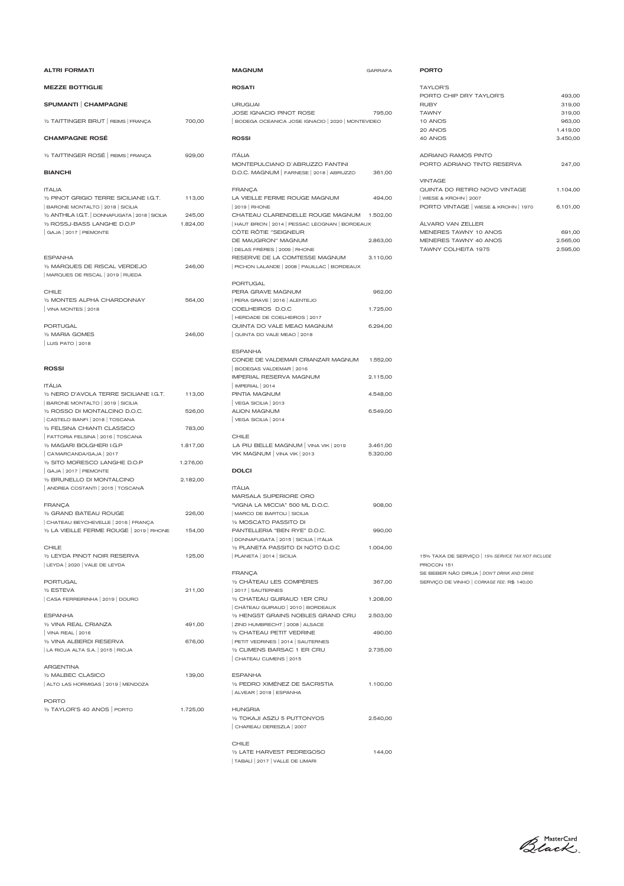## ALTRI FORMATI

### MEZZE BOTTIGLIE

### SPUMANTI | CHAMPAGNE

½ TAITTINGER BRUT | REIMS | FRANÇA — 700,00

### CHAMPAGNE ROSÉ

½ TAITTINGER ROSÉ | REIMS | FRANÇA — 929,00

### BIANCHI

ITALIA

½ PINOT GRIGIO TERRE SICILIANE I.G.T. — 113,00
| BARONE MONTALTO | 2018 | SICILIA

½ ANTHILA I.G.T. | DONNAFUGATA | 2018 | SICILIA — 245,00

½ ROSSJ-BASS LANGHE D.O.P — 1.824,00
| GAJA | 2017 | PIEMONTE

ESPANHA

½ MARQUES DE RISCAL VERDEJO — 246,00
| MARQUES DE RISCAL | 2019 | RUEDA

CHILE

½ MONTES ALPHA CHARDONNAY — 564,00
| VINA MONTES | 2018

PORTUGAL

½ MARIA GOMES — 246,00
| LUIS PATO | 2018

### ROSSI

ITÁLIA

½ NERO D'AVOLA TERRE SICILIANE I.G.T. — 113,00
| BARONE MONTALTO | 2019 | SICILIA

½ ROSSO DI MONTALCINO D.O.C. — 526,00
| CASTELO BANFI | 2018 | TOSCANA

½ FELSINA CHIANTI CLASSICO — 783,00
| FATTORIA FELSINA | 2016 | TOSCANA

½ MAGARI BOLGHERI I.G.P — 1.817,00
| CA'MARCANDA/GAJA | 2017

½ SITO MORESCO LANGHE D.O.P — 1.276,00
| GAJA | 2017 | PIEMONTE

½ BRUNELLO DI MONTALCINO — 2.182,00
| ANDREA COSTANTI | 2015 | TOSCANA

FRANÇA

½ GRAND BATEAU ROUGE — 226,00
| CHATEAU BEYCHEVELLE | 2016 | FRANÇA

½ LA VIEILLE FERME ROUGE | 2019 | RHONE — 154,00

CHILE

½ LEYDA PINOT NOIR RESERVA — 125,00
| LEYDA | 2020 | VALE DE LEYDA

PORTUGAL

½ ESTEVA — 211,00
| CASA FERREIRINHA | 2019 | DOURO

ESPANHA

½ VINA REAL CRIANZA — 491,00
| VINA REAL | 2016

½ VINA ALBERDI RESERVA — 676,00
| LA RIOJA ALTA S.A. | 2015 | RIOJA

ARGENTINA

½ MALBEC CLASICO — 139,00
| ALTO LAS HORMIGAS | 2019 | MENDOZA

PORTO

½ TAYLOR'S 40 ANOS | PORTO — 1.725,00

## MAGNUM — GARRAFA

### ROSATI

URUGUAI

JOSE IGNACIO PINOT ROSE — 795,00
| BODEGA OCEANICA JOSE IGNACIO | 2020 | MONTEVIDEO

### ROSSI

ITÁLIA

MONTEPULCIANO D'ABRUZZO FANTINI D.O.C. MAGNUM | FARNESE | 2018 | ABRUZZO — 361,00

FRANÇA

LA VIEILLE FERME ROUGE MAGNUM — 494,00
| 2019 | RHONE

CHATEAU CLARENDELLE ROUGE MAGNUM — 1.502,00
| HAUT BRION | 2014 | PESSAC LEOGNAN | BORDEAUX

CÔTE RÔTIE "SEIGNEUR DE MAUGIRON" MAGNUM — 2.863,00
| DELAS FRÈRES | 2009 | RHONE

RESERVE DE LA COMTESSE MAGNUM — 3.110,00
| PICHON LALANDE | 2008 | PAUILLAC | BORDEAUX

PORTUGAL

PERA GRAVE MAGNUM — 962,00
| PERA GRAVE | 2016 | ALENTEJO

COELHEIROS D.O.C — 1.725,00
| HERDADE DE COELHEIROS | 2017

QUINTA DO VALE MEAO MAGNUM — 6.294,00
| QUINTA DO VALE MEAO | 2018

ESPANHA

CONDE DE VALDEMAR CRIANZAR MAGNUM — 1.552,00
| BODEGAS VALDEMAR | 2016

IMPERIAL RESERVA MAGNUM — 2.115,00
| IMPERIAL | 2014

PINTIA MAGNUM — 4.548,00
| VEGA SICILIA | 2013

ALION MAGNUM — 6.549,00
| VEGA SICILIA | 2014

CHILE

LA PIU BELLE MAGNUM | VINA VIK | 2019 — 3.461,00

VIK MAGNUM | VINA VIK | 2013 — 5.320,00

### DOLCI

ITÁLIA

MARSALA SUPERIORE ORO "VIGNA LA MICCIA" 500 ML D.O.C. — 908,00
| MARCO DE BARTOLI | SICILIA

½ MOSCATO PASSITO DI PANTELLERIA "BEN RYE" D.O.C. — 990,00
| DONNAFUGATA | 2015 | SICILIA | ITÁLIA

½ PLANETA PASSITO DI NOTO D.O.C — 1.004,00
| PLANETA | 2014 | SICILIA

FRANÇA

½ CHÂTEAU LES COMPÈRES — 367,00
| 2017 | SAUTERNES

½ CHATEAU GUIRAUD 1ER CRU — 1.208,00
| CHÂTEAU GUIRAUD | 2010 | BORDEAUX

½ HENGST GRAINS NOBLES GRAND CRU — 2.503,00
| ZIND HUMBRECHT | 2008 | ALSACE

½ CHATEAU PETIT VEDRINE — 490,00
| PETIT VEDRINES | 2014 | SAUTERNES

½ CLIMENS BARSAC 1 ER CRU — 2.735,00
| CHATEAU CLIMENS | 2015

ESPANHA

½ PEDRO XIMÈNEZ DE SACRISTIA — 1.100,00
| ALVEAR | 2018 | ESPANHA

HUNGRIA

½ TOKAJI ASZU 5 PUTTONYOS — 2.540,00
| CHAREAU DERESZLA | 2007

CHILE

½ LATE HARVEST PEDREGOSO — 144,00
| TABALÍ | 2017 | VALLE DE LIMARI

## PORTO

TAYLOR'S

| | |
|---|---|
| PORTO CHIP DRY TAYLOR'S | 493,00 |
| RUBY | 319,00 |
| TAWNY | 319,00 |
| 10 ANOS | 963,00 |
| 20 ANOS | 1.419,00 |
| 40 ANOS | 3.450,00 |

ADRIANO RAMOS PINTO

PORTO ADRIANO TINTO RESERVA — 247,00

VINTAGE

QUINTA DO RETIRO NOVO VINTAGE — 1.104,00
| WIESE & KROHN | 2007

PORTO VINTAGE | WIESE & KROHN | 1970 — 6.101,00

ÁLVARO VAN ZELLER

| | |
|---|---|
| MENERES TAWNY 10 ANOS | 691,00 |
| MENERES TAWNY 40 ANOS | 2.565,00 |
| TAWNY COLHEITA 1975 | 2.595,00 |

15% TAXA DE SERVIÇO | *15% SERVICE TAX NOT INCLUDE*
PROCON 151
SE BEBER NÃO DIRIJA | *DON'T DRINK AND DRIVE*
SERVIÇO DE VINHO | *CORKAGE FEE*: R$ 140,00

MasterCard Black